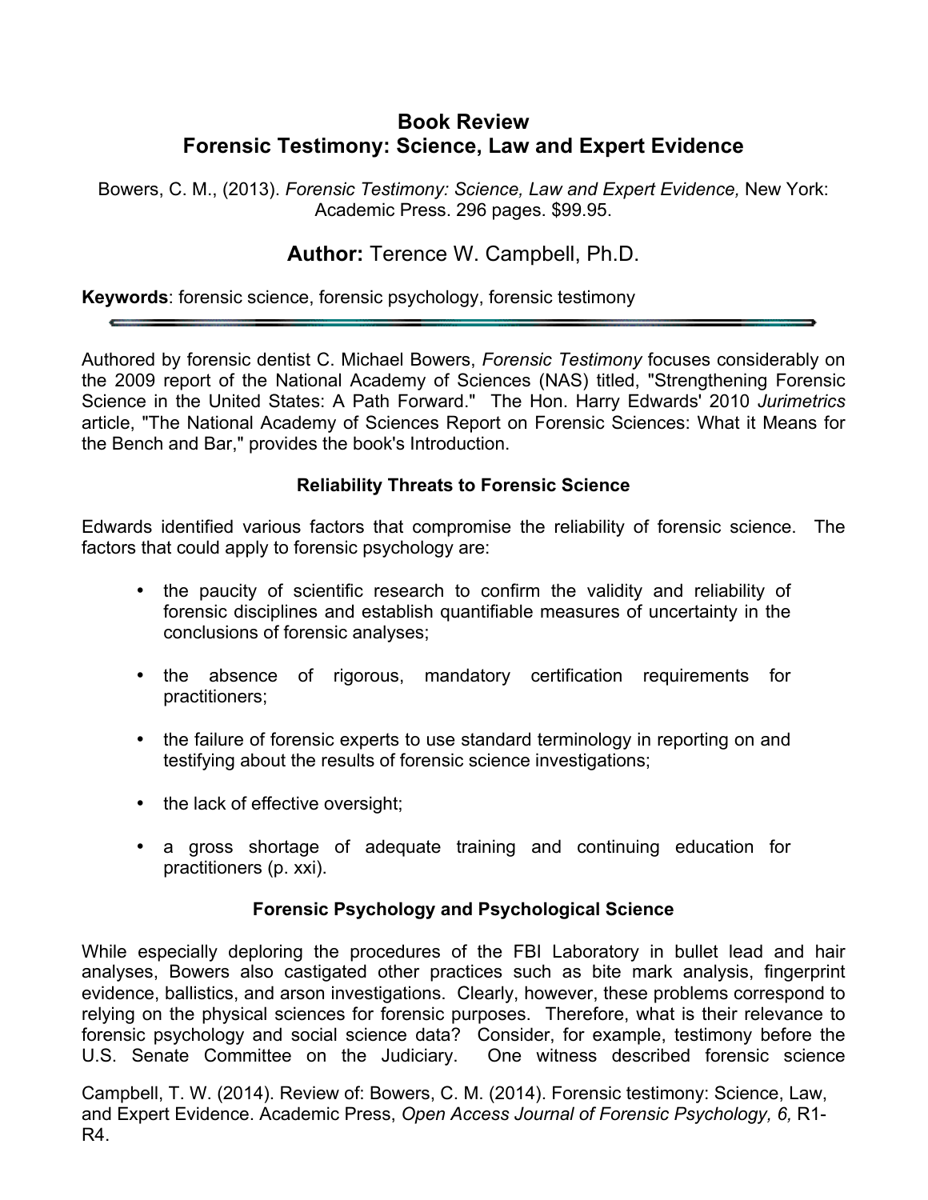# Book Review
# Forensic Testimony: Science, Law and Expert Evidence

Bowers, C. M., (2013). *Forensic Testimony: Science, Law and Expert Evidence,* New York: Academic Press. 296 pages. $99.95.

## Author: Terence W. Campbell, Ph.D.

**Keywords**: forensic science, forensic psychology, forensic testimony

Authored by forensic dentist C. Michael Bowers, *Forensic Testimony* focuses considerably on the 2009 report of the National Academy of Sciences (NAS) titled, "Strengthening Forensic Science in the United States: A Path Forward." The Hon. Harry Edwards' 2010 *Jurimetrics* article, "The National Academy of Sciences Report on Forensic Sciences: What it Means for the Bench and Bar," provides the book's Introduction.

### Reliability Threats to Forensic Science

Edwards identified various factors that compromise the reliability of forensic science. The factors that could apply to forensic psychology are:

- the paucity of scientific research to confirm the validity and reliability of forensic disciplines and establish quantifiable measures of uncertainty in the conclusions of forensic analyses;
- the absence of rigorous, mandatory certification requirements for practitioners;
- the failure of forensic experts to use standard terminology in reporting on and testifying about the results of forensic science investigations;
- the lack of effective oversight;
- a gross shortage of adequate training and continuing education for practitioners (p. xxi).

### Forensic Psychology and Psychological Science

While especially deploring the procedures of the FBI Laboratory in bullet lead and hair analyses, Bowers also castigated other practices such as bite mark analysis, fingerprint evidence, ballistics, and arson investigations. Clearly, however, these problems correspond to relying on the physical sciences for forensic purposes. Therefore, what is their relevance to forensic psychology and social science data? Consider, for example, testimony before the U.S. Senate Committee on the Judiciary. One witness described forensic science

Campbell, T. W. (2014). Review of: Bowers, C. M. (2014). Forensic testimony: Science, Law, and Expert Evidence. Academic Press, *Open Access Journal of Forensic Psychology, 6,* R1-R4.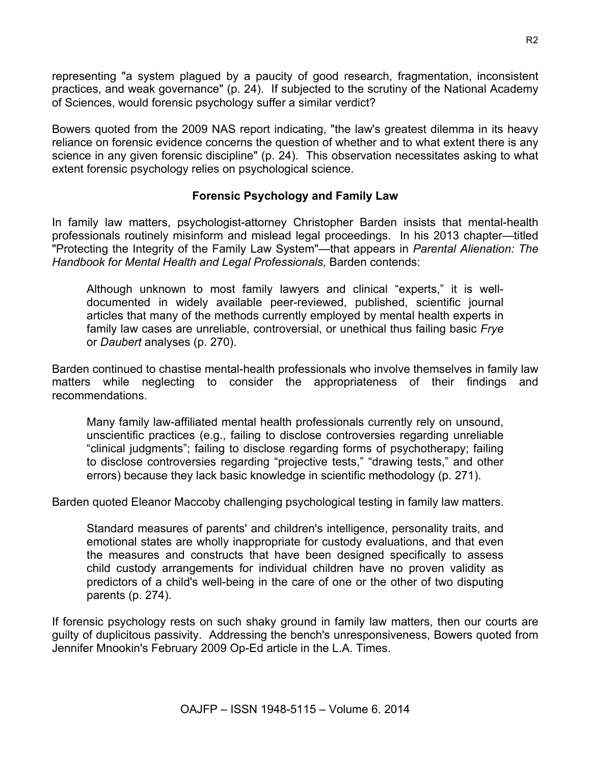representing "a system plagued by a paucity of good research, fragmentation, inconsistent practices, and weak governance" (p. 24). If subjected to the scrutiny of the National Academy of Sciences, would forensic psychology suffer a similar verdict?

Bowers quoted from the 2009 NAS report indicating, "the law's greatest dilemma in its heavy reliance on forensic evidence concerns the question of whether and to what extent there is any science in any given forensic discipline" (p. 24). This observation necessitates asking to what extent forensic psychology relies on psychological science.

## Forensic Psychology and Family Law

In family law matters, psychologist-attorney Christopher Barden insists that mental-health professionals routinely misinform and mislead legal proceedings. In his 2013 chapter—titled "Protecting the Integrity of the Family Law System"—that appears in *Parental Alienation: The Handbook for Mental Health and Legal Professionals,* Barden contends:

> Although unknown to most family lawyers and clinical "experts," it is well-documented in widely available peer-reviewed, published, scientific journal articles that many of the methods currently employed by mental health experts in family law cases are unreliable, controversial, or unethical thus failing basic *Frye* or *Daubert* analyses (p. 270).

Barden continued to chastise mental-health professionals who involve themselves in family law matters while neglecting to consider the appropriateness of their findings and recommendations.

> Many family law-affiliated mental health professionals currently rely on unsound, unscientific practices (e.g., failing to disclose controversies regarding unreliable "clinical judgments"; failing to disclose regarding forms of psychotherapy; failing to disclose controversies regarding "projective tests," "drawing tests," and other errors) because they lack basic knowledge in scientific methodology (p. 271).

Barden quoted Eleanor Maccoby challenging psychological testing in family law matters.

> Standard measures of parents' and children's intelligence, personality traits, and emotional states are wholly inappropriate for custody evaluations, and that even the measures and constructs that have been designed specifically to assess child custody arrangements for individual children have no proven validity as predictors of a child's well-being in the care of one or the other of two disputing parents (p. 274).

If forensic psychology rests on such shaky ground in family law matters, then our courts are guilty of duplicitous passivity. Addressing the bench's unresponsiveness, Bowers quoted from Jennifer Mnookin's February 2009 Op-Ed article in the L.A. Times.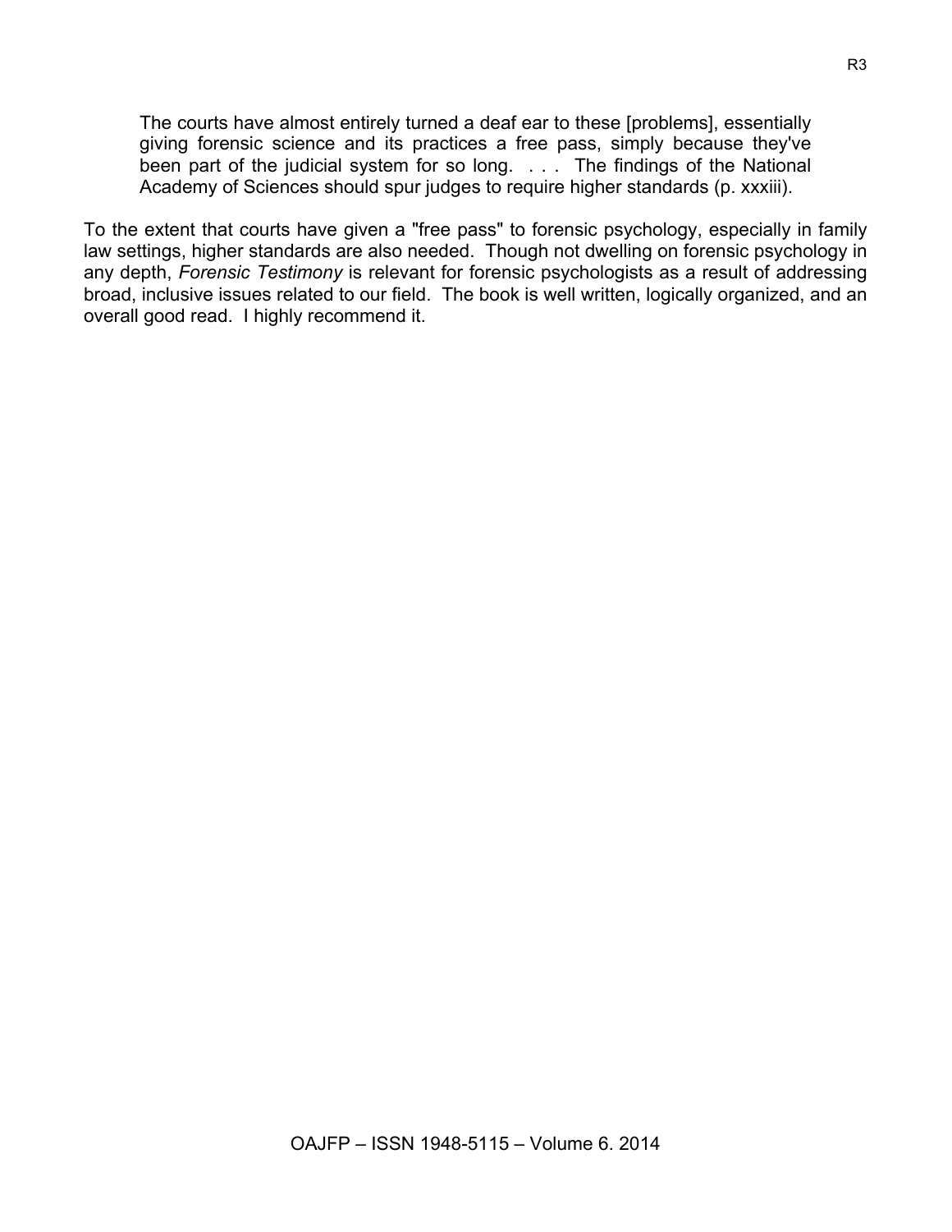> The courts have almost entirely turned a deaf ear to these [problems], essentially giving forensic science and its practices a free pass, simply because they've been part of the judicial system for so long. . . . The findings of the National Academy of Sciences should spur judges to require higher standards (p. xxxiii).

To the extent that courts have given a "free pass" to forensic psychology, especially in family law settings, higher standards are also needed. Though not dwelling on forensic psychology in any depth, *Forensic Testimony* is relevant for forensic psychologists as a result of addressing broad, inclusive issues related to our field. The book is well written, logically organized, and an overall good read. I highly recommend it.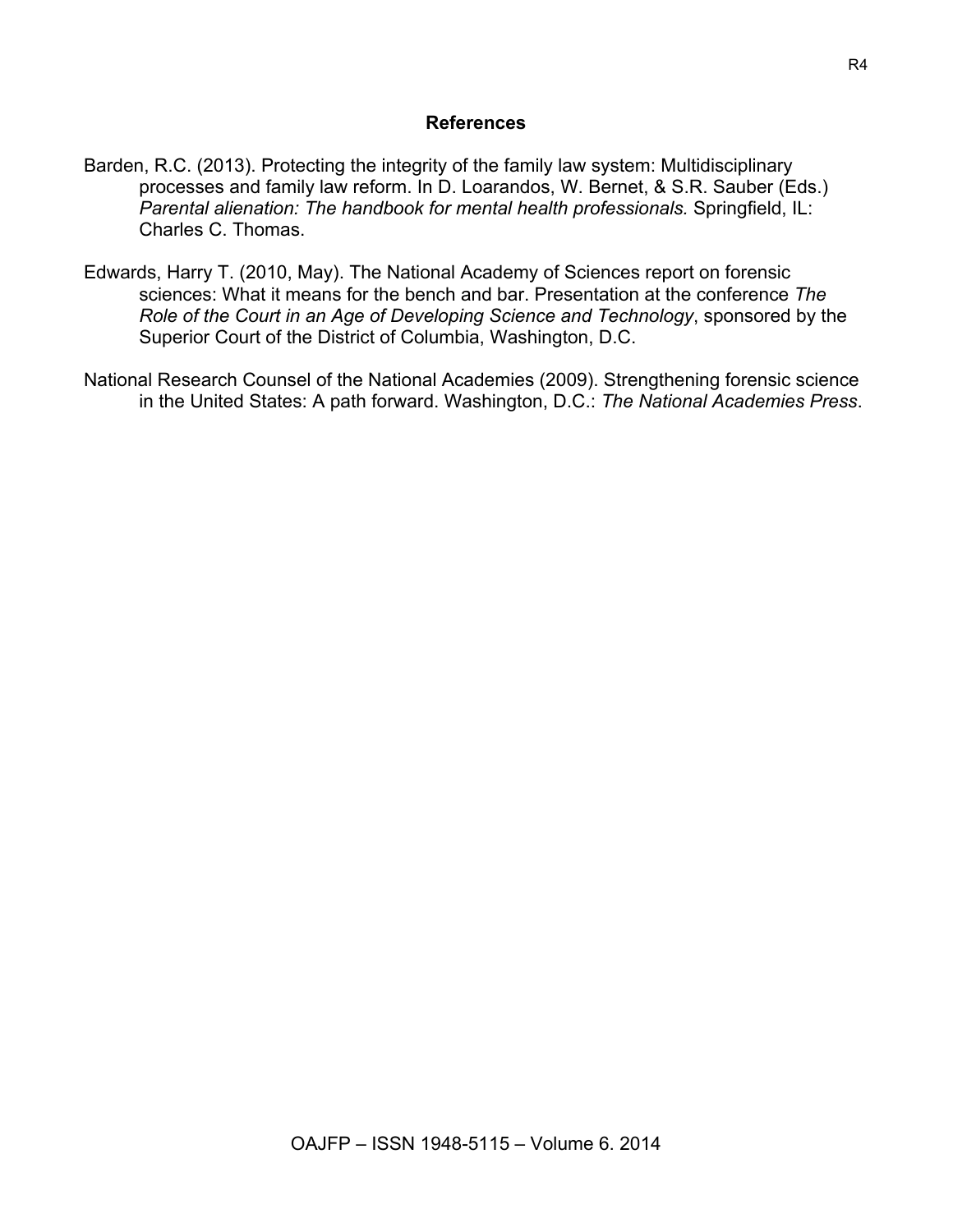## References

Barden, R.C. (2013). Protecting the integrity of the family law system: Multidisciplinary processes and family law reform. In D. Loarandos, W. Bernet, & S.R. Sauber (Eds.) *Parental alienation: The handbook for mental health professionals.* Springfield, IL: Charles C. Thomas.

Edwards, Harry T. (2010, May). The National Academy of Sciences report on forensic sciences: What it means for the bench and bar. Presentation at the conference *The Role of the Court in an Age of Developing Science and Technology*, sponsored by the Superior Court of the District of Columbia, Washington, D.C.

National Research Counsel of the National Academies (2009). Strengthening forensic science in the United States: A path forward. Washington, D.C.: *The National Academies Press*.